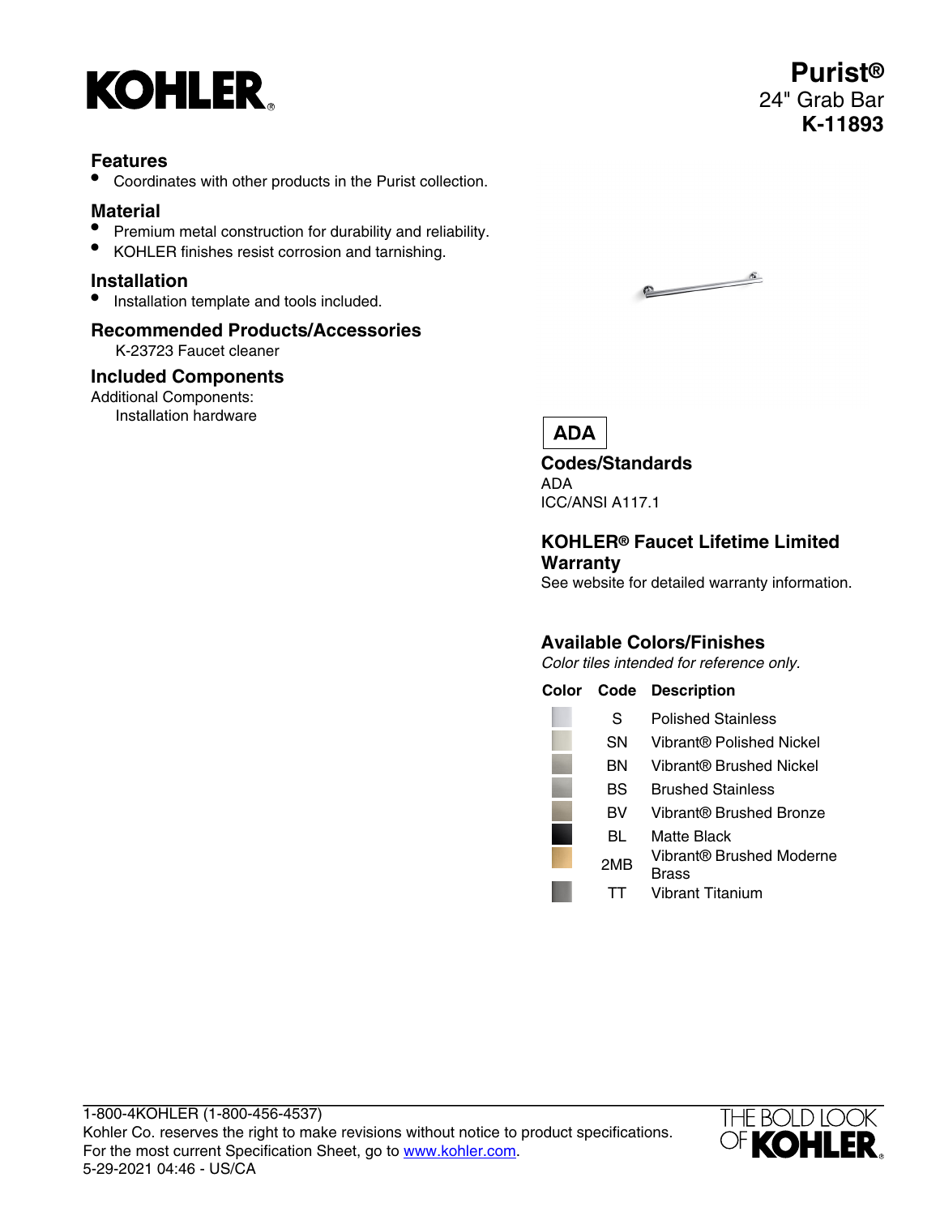# KOHLER

## Purist®
24" Grab Bar
**K-11893**

## Features
- Coordinates with other products in the Purist collection.

## Material
- Premium metal construction for durability and reliability.
- KOHLER finishes resist corrosion and tarnishing.

## Installation
- Installation template and tools included.

## Recommended Products/Accessories
K-23723 Faucet cleaner

## Included Components
Additional Components:
Installation hardware

**ADA**

## Codes/Standards
ADA
ICC/ANSI A117.1

## KOHLER® Faucet Lifetime Limited Warranty
See website for detailed warranty information.

## Available Colors/Finishes
*Color tiles intended for reference only.*

| Color | Code | Description |
| --- | --- | --- |
| | S | Polished Stainless |
| | SN | Vibrant® Polished Nickel |
| | BN | Vibrant® Brushed Nickel |
| | BS | Brushed Stainless |
| | BV | Vibrant® Brushed Bronze |
| | BL | Matte Black |
| | 2MB | Vibrant® Brushed Moderne Brass |
| | TT | Vibrant Titanium |

1-800-4KOHLER (1-800-456-4537)
Kohler Co. reserves the right to make revisions without notice to product specifications.
For the most current Specification Sheet, go to www.kohler.com.
5-29-2021 04:46 - US/CA

THE BOLD LOOK OF KOHLER.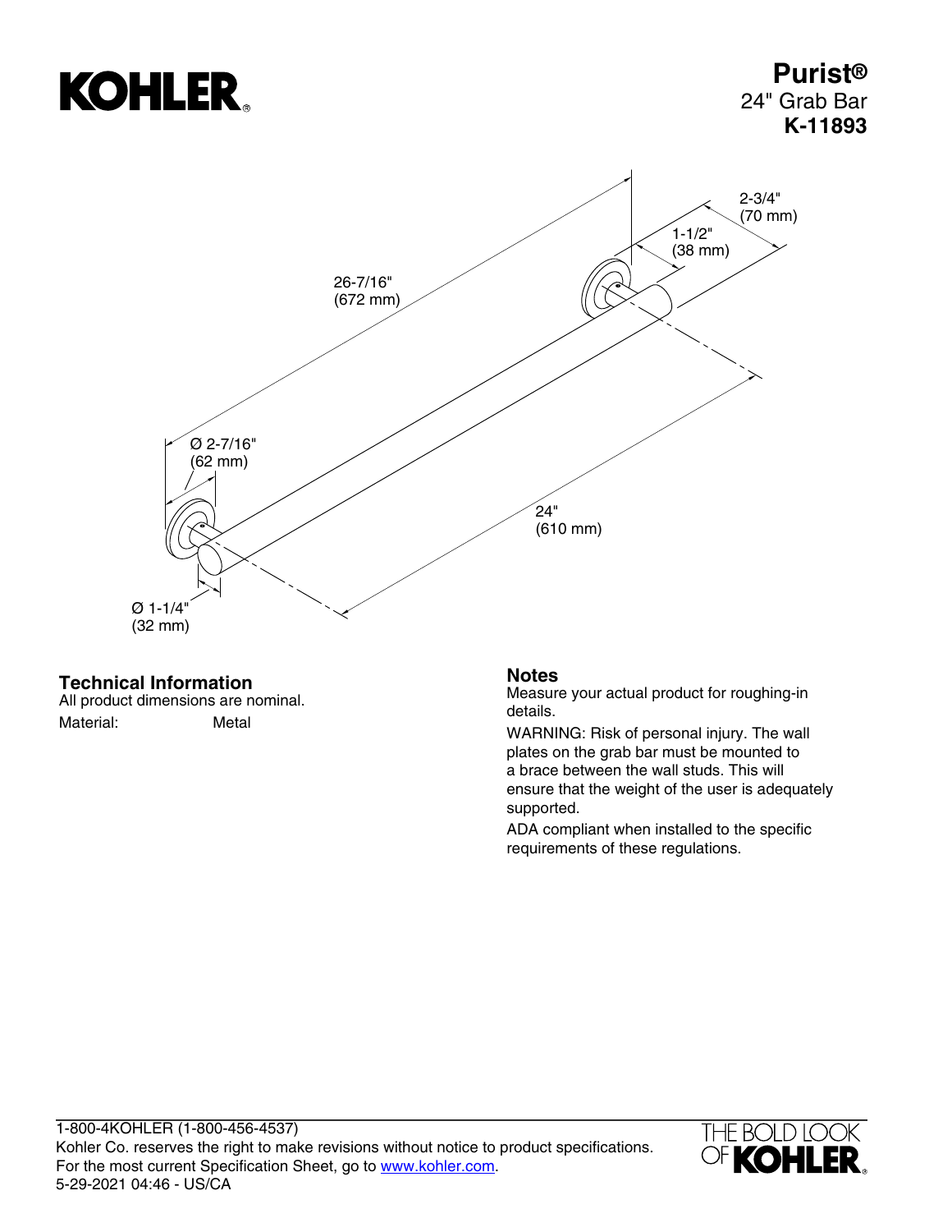# KOHLER

**Purist®**
24" Grab Bar
**K-11893**

26-7/16"
(672 mm)

2-3/4"
(70 mm)

1-1/2"
(38 mm)

Ø 2-7/16"
(62 mm)

24"
(610 mm)

Ø 1-1/4"
(32 mm)

## Technical Information

All product dimensions are nominal.

| | |
|---|---|
| Material: | Metal |

## Notes

Measure your actual product for roughing-in details.

WARNING: Risk of personal injury. The wall plates on the grab bar must be mounted to a brace between the wall studs. This will ensure that the weight of the user is adequately supported.

ADA compliant when installed to the specific requirements of these regulations.

1-800-4KOHLER (1-800-456-4537)
Kohler Co. reserves the right to make revisions without notice to product specifications.
For the most current Specification Sheet, go to www.kohler.com.
5-29-2021 04:46 - US/CA

THE BOLD LOOK OF KOHLER.